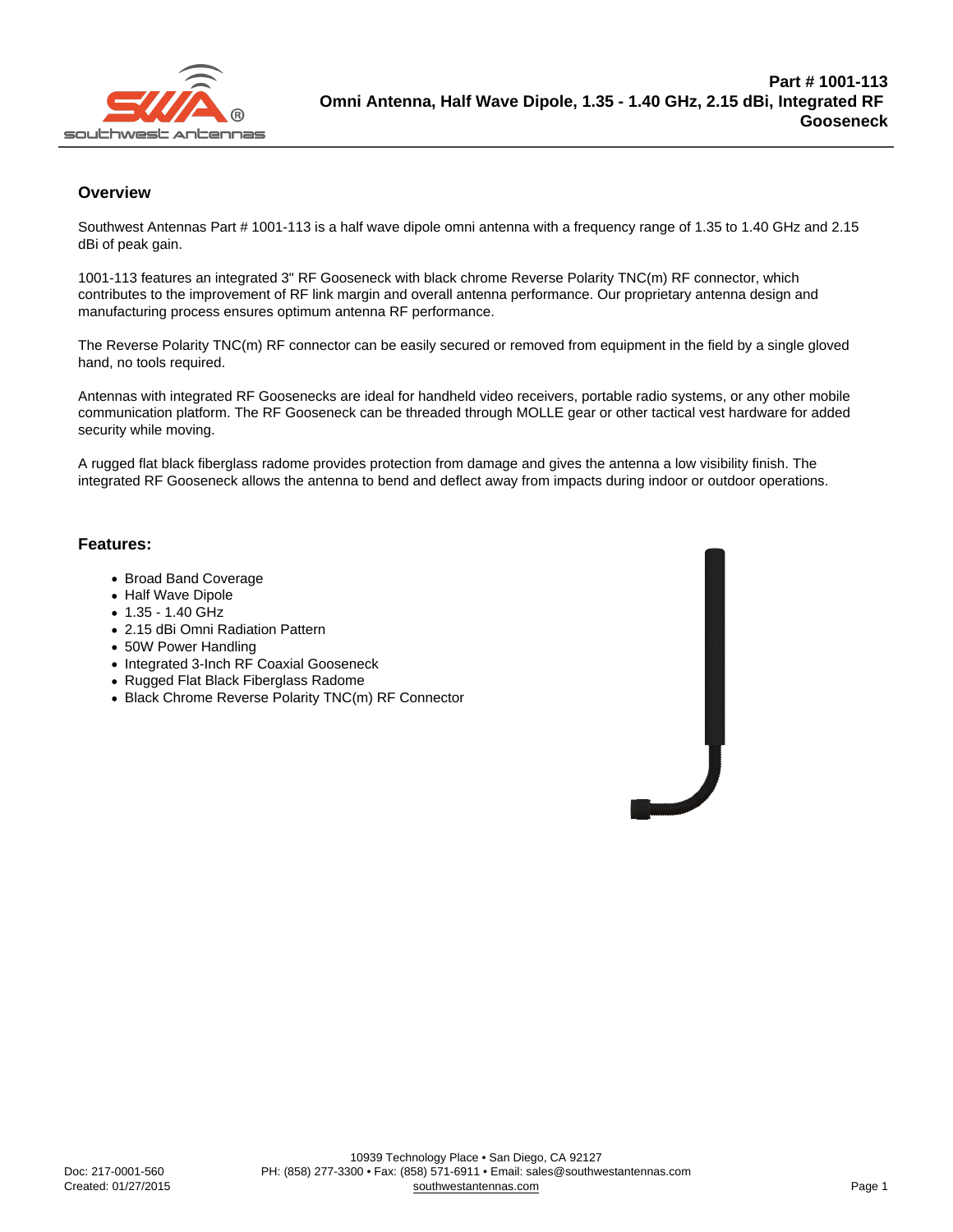# Part # 1001-113
## Omni Antenna, Half Wave Dipole, 1.35 - 1.40 GHz, 2.15 dBi, Integrated RF Gooseneck

### Overview

Southwest Antennas Part # 1001-113 is a half wave dipole omni antenna with a frequency range of 1.35 to 1.40 GHz and 2.15 dBi of peak gain.

1001-113 features an integrated 3" RF Gooseneck with black chrome Reverse Polarity TNC(m) RF connector, which contributes to the improvement of RF link margin and overall antenna performance. Our proprietary antenna design and manufacturing process ensures optimum antenna RF performance.

The Reverse Polarity TNC(m) RF connector can be easily secured or removed from equipment in the field by a single gloved hand, no tools required.

Antennas with integrated RF Goosenecks are ideal for handheld video receivers, portable radio systems, or any other mobile communication platform. The RF Gooseneck can be threaded through MOLLE gear or other tactical vest hardware for added security while moving.

A rugged flat black fiberglass radome provides protection from damage and gives the antenna a low visibility finish. The integrated RF Gooseneck allows the antenna to bend and deflect away from impacts during indoor or outdoor operations.

### Features:

- Broad Band Coverage
- Half Wave Dipole
- 1.35 - 1.40 GHz
- 2.15 dBi Omni Radiation Pattern
- 50W Power Handling
- Integrated 3-Inch RF Coaxial Gooseneck
- Rugged Flat Black Fiberglass Radome
- Black Chrome Reverse Polarity TNC(m) RF Connector

Doc: 217-0001-560
Created: 01/27/2015

10939 Technology Place • San Diego, CA 92127
PH: (858) 277-3300 • Fax: (858) 571-6911 • Email: sales@southwestantennas.com
southwestantennas.com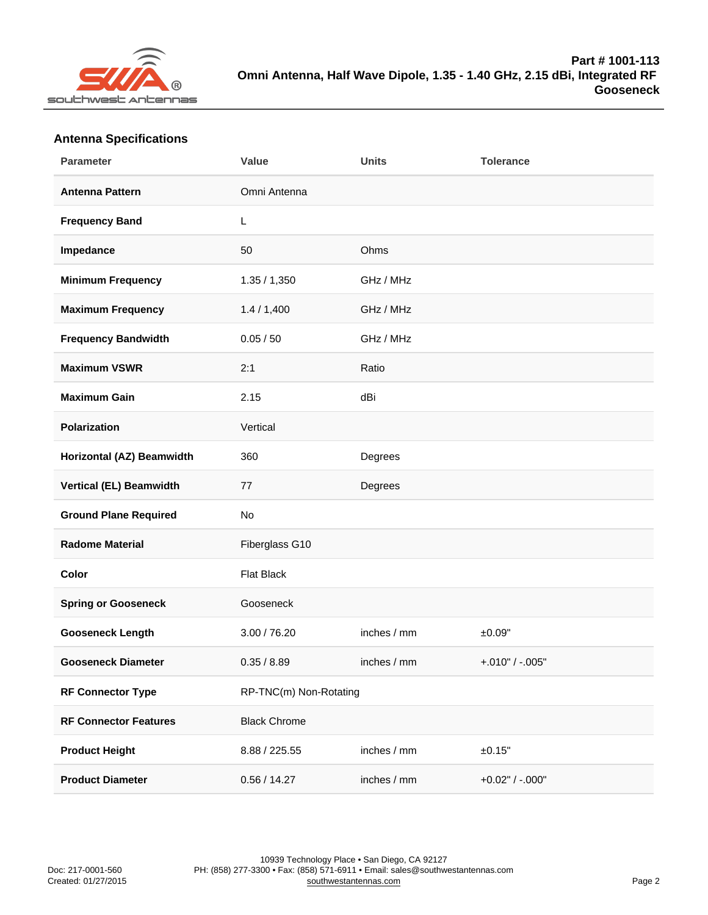Part # 1001-113
Omni Antenna, Half Wave Dipole, 1.35 - 1.40 GHz, 2.15 dBi, Integrated RF Gooseneck

## Antenna Specifications

| Parameter | Value | Units | Tolerance |
|---|---|---|---|
| **Antenna Pattern** | Omni Antenna | | |
| **Frequency Band** | L | | |
| **Impedance** | 50 | Ohms | |
| **Minimum Frequency** | 1.35 / 1,350 | GHz / MHz | |
| **Maximum Frequency** | 1.4 / 1,400 | GHz / MHz | |
| **Frequency Bandwidth** | 0.05 / 50 | GHz / MHz | |
| **Maximum VSWR** | 2:1 | Ratio | |
| **Maximum Gain** | 2.15 | dBi | |
| **Polarization** | Vertical | | |
| **Horizontal (AZ) Beamwidth** | 360 | Degrees | |
| **Vertical (EL) Beamwidth** | 77 | Degrees | |
| **Ground Plane Required** | No | | |
| **Radome Material** | Fiberglass G10 | | |
| **Color** | Flat Black | | |
| **Spring or Gooseneck** | Gooseneck | | |
| **Gooseneck Length** | 3.00 / 76.20 | inches / mm | ±0.09" |
| **Gooseneck Diameter** | 0.35 / 8.89 | inches / mm | +.010" / -.005" |
| **RF Connector Type** | RP-TNC(m) Non-Rotating | | |
| **RF Connector Features** | Black Chrome | | |
| **Product Height** | 8.88 / 225.55 | inches / mm | ±0.15" |
| **Product Diameter** | 0.56 / 14.27 | inches / mm | +0.02" / -.000" |

Doc: 217-0001-560
Created: 01/27/2015

10939 Technology Place • San Diego, CA 92127
PH: (858) 277-3300 • Fax: (858) 571-6911 • Email: sales@southwestantennas.com
southwestantennas.com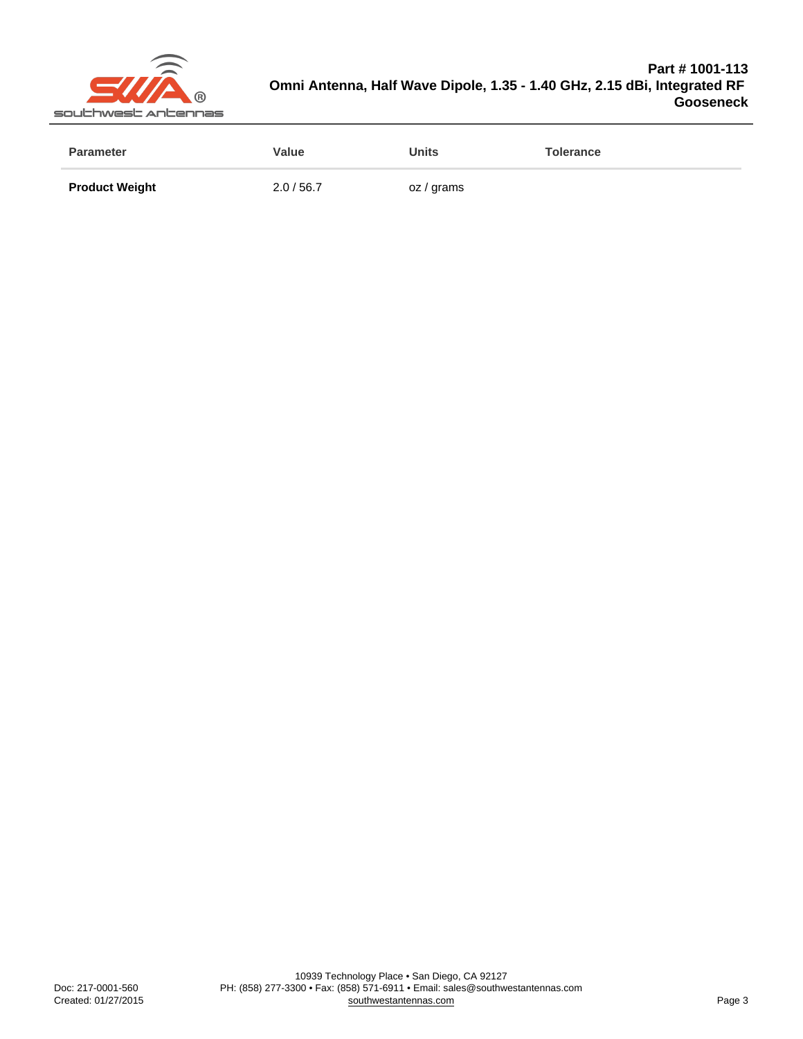| Parameter | Value | Units | Tolerance |
| --- | --- | --- | --- |
| **Product Weight** | 2.0 / 56.7 | oz / grams | |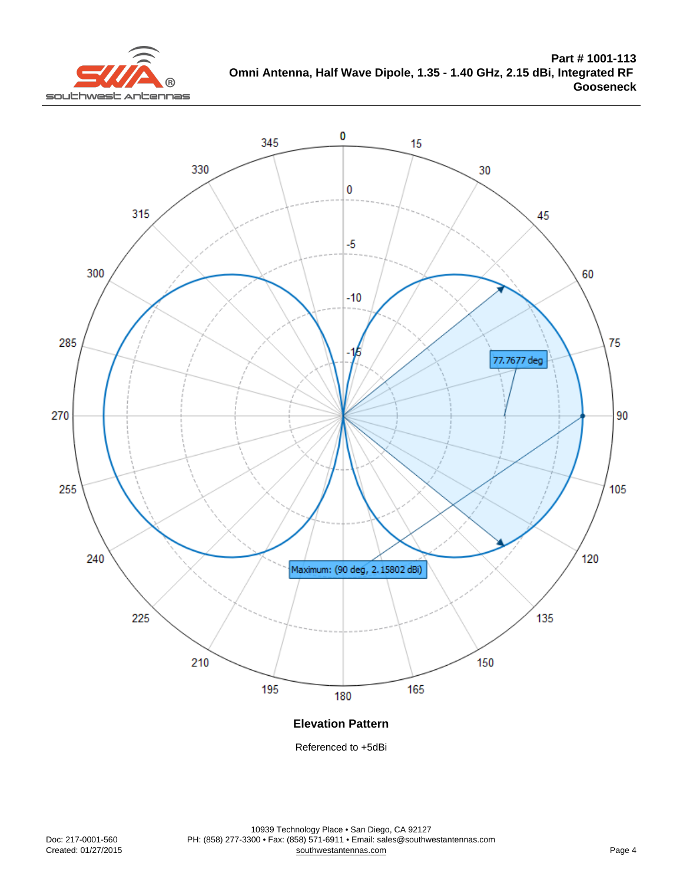**Part # 1001-113**
**Omni Antenna, Half Wave Dipole, 1.35 - 1.40 GHz, 2.15 dBi, Integrated RF Gooseneck**

Maximum: (90 deg, 2.15802 dBi)

77.7677 deg

**Elevation Pattern**

Referenced to +5dBi

Doc: 217-0001-560
Created: 01/27/2015

10939 Technology Place • San Diego, CA 92127
PH: (858) 277-3300 • Fax: (858) 571-6911 • Email: sales@southwestantennas.com
southwestantennas.com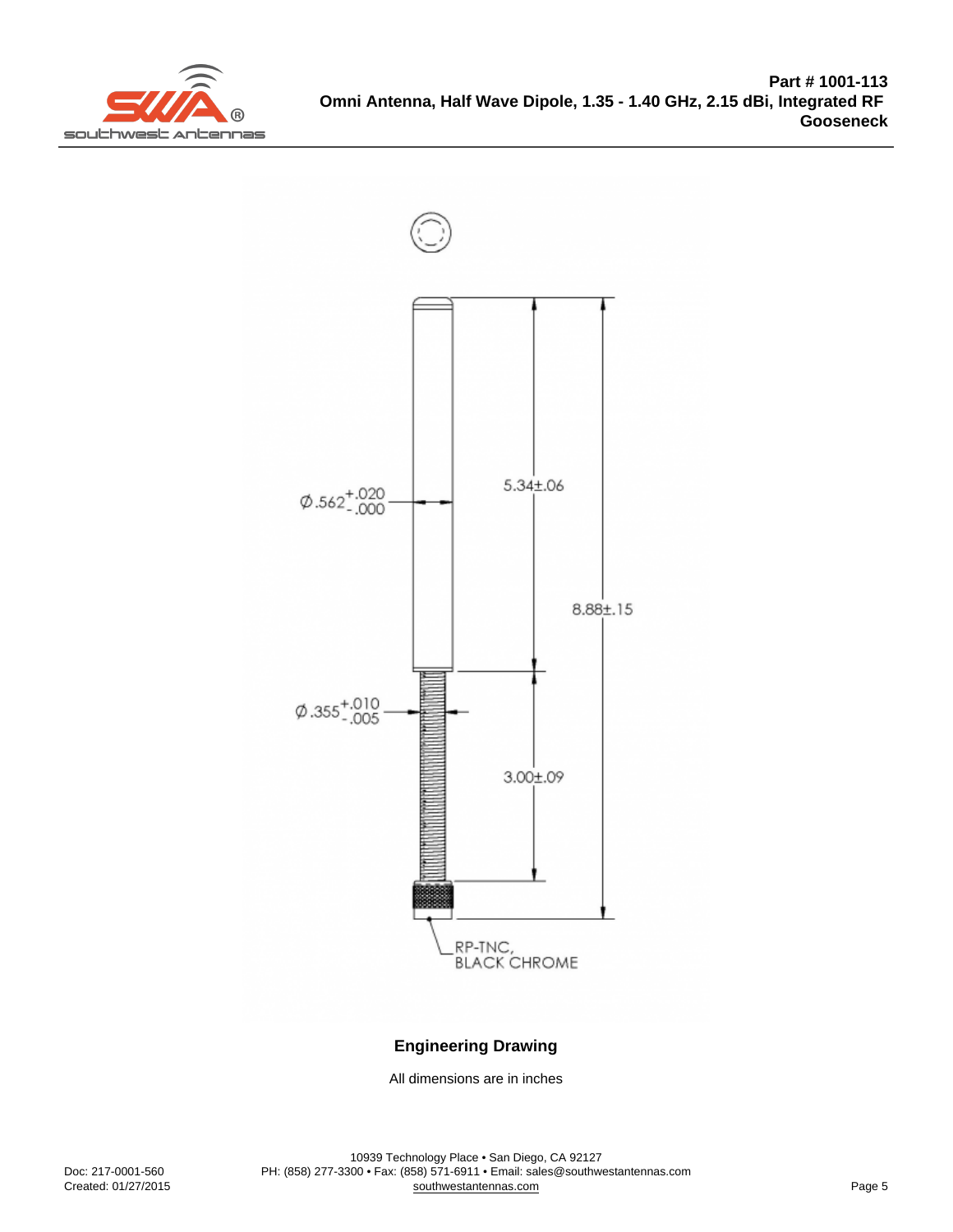Ø.562 +.020 -.000

5.34±.06

8.88±.15

Ø.355 +.010 -.005

3.00±.09

RP-TNC,
BLACK CHROME

**Engineering Drawing**

All dimensions are in inches